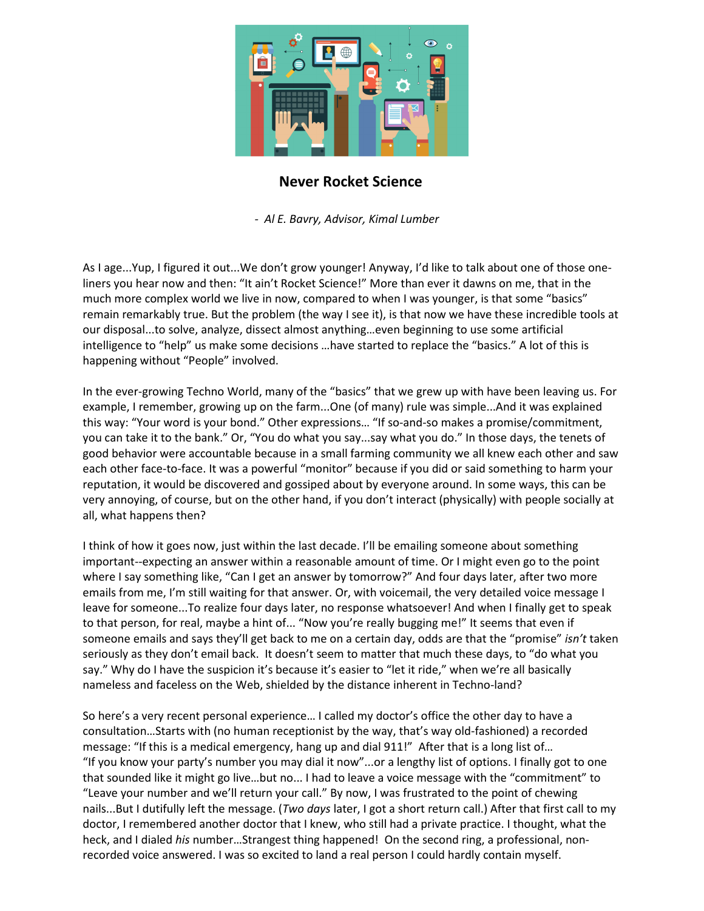## Never Rocket Science

- *Al E. Bavry, Advisor, Kimal Lumber*

As I age...Yup, I figured it out...We don't grow younger! Anyway, I'd like to talk about one of those one-liners you hear now and then: "It ain't Rocket Science!" More than ever it dawns on me, that in the much more complex world we live in now, compared to when I was younger, is that some "basics" remain remarkably true. But the problem (the way I see it), is that now we have these incredible tools at our disposal...to solve, analyze, dissect almost anything…even beginning to use some artificial intelligence to "help" us make some decisions …have started to replace the "basics." A lot of this is happening without "People" involved.

In the ever-growing Techno World, many of the "basics" that we grew up with have been leaving us. For example, I remember, growing up on the farm...One (of many) rule was simple...And it was explained this way: "Your word is your bond." Other expressions… "If so-and-so makes a promise/commitment, you can take it to the bank." Or, "You do what you say...say what you do." In those days, the tenets of good behavior were accountable because in a small farming community we all knew each other and saw each other face-to-face. It was a powerful "monitor" because if you did or said something to harm your reputation, it would be discovered and gossiped about by everyone around. In some ways, this can be very annoying, of course, but on the other hand, if you don't interact (physically) with people socially at all, what happens then?

I think of how it goes now, just within the last decade. I'll be emailing someone about something important--expecting an answer within a reasonable amount of time. Or I might even go to the point where I say something like, "Can I get an answer by tomorrow?" And four days later, after two more emails from me, I'm still waiting for that answer. Or, with voicemail, the very detailed voice message I leave for someone...To realize four days later, no response whatsoever! And when I finally get to speak to that person, for real, maybe a hint of... "Now you're really bugging me!" It seems that even if someone emails and says they'll get back to me on a certain day, odds are that the "promise" *isn't* taken seriously as they don't email back. It doesn't seem to matter that much these days, to "do what you say." Why do I have the suspicion it's because it's easier to "let it ride," when we're all basically nameless and faceless on the Web, shielded by the distance inherent in Techno-land?

So here's a very recent personal experience… I called my doctor's office the other day to have a consultation…Starts with (no human receptionist by the way, that's way old-fashioned) a recorded message: "If this is a medical emergency, hang up and dial 911!" After that is a long list of… "If you know your party's number you may dial it now"...or a lengthy list of options. I finally got to one that sounded like it might go live…but no... I had to leave a voice message with the "commitment" to "Leave your number and we'll return your call." By now, I was frustrated to the point of chewing nails...But I dutifully left the message. (*Two days* later, I got a short return call.) After that first call to my doctor, I remembered another doctor that I knew, who still had a private practice. I thought, what the heck, and I dialed *his* number…Strangest thing happened! On the second ring, a professional, non-recorded voice answered. I was so excited to land a real person I could hardly contain myself.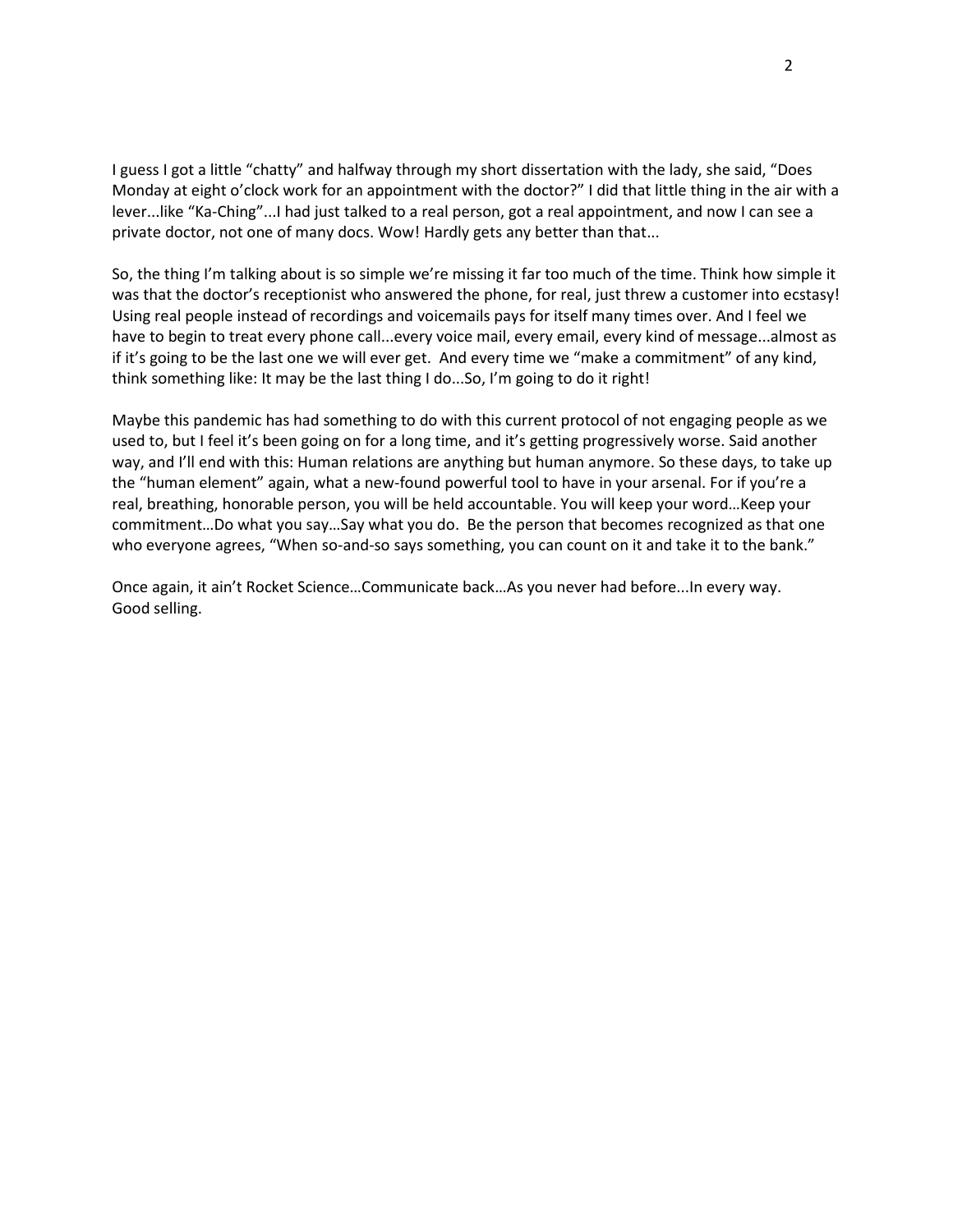I guess I got a little "chatty" and halfway through my short dissertation with the lady, she said, "Does Monday at eight o'clock work for an appointment with the doctor?" I did that little thing in the air with a lever...like "Ka-Ching"...I had just talked to a real person, got a real appointment, and now I can see a private doctor, not one of many docs. Wow! Hardly gets any better than that...

So, the thing I'm talking about is so simple we're missing it far too much of the time. Think how simple it was that the doctor's receptionist who answered the phone, for real, just threw a customer into ecstasy! Using real people instead of recordings and voicemails pays for itself many times over. And I feel we have to begin to treat every phone call...every voice mail, every email, every kind of message...almost as if it's going to be the last one we will ever get. And every time we "make a commitment" of any kind, think something like: It may be the last thing I do...So, I'm going to do it right!

Maybe this pandemic has had something to do with this current protocol of not engaging people as we used to, but I feel it's been going on for a long time, and it's getting progressively worse. Said another way, and I'll end with this: Human relations are anything but human anymore. So these days, to take up the "human element" again, what a new-found powerful tool to have in your arsenal. For if you're a real, breathing, honorable person, you will be held accountable. You will keep your word…Keep your commitment…Do what you say…Say what you do. Be the person that becomes recognized as that one who everyone agrees, "When so-and-so says something, you can count on it and take it to the bank."

Once again, it ain't Rocket Science…Communicate back…As you never had before...In every way.
Good selling.